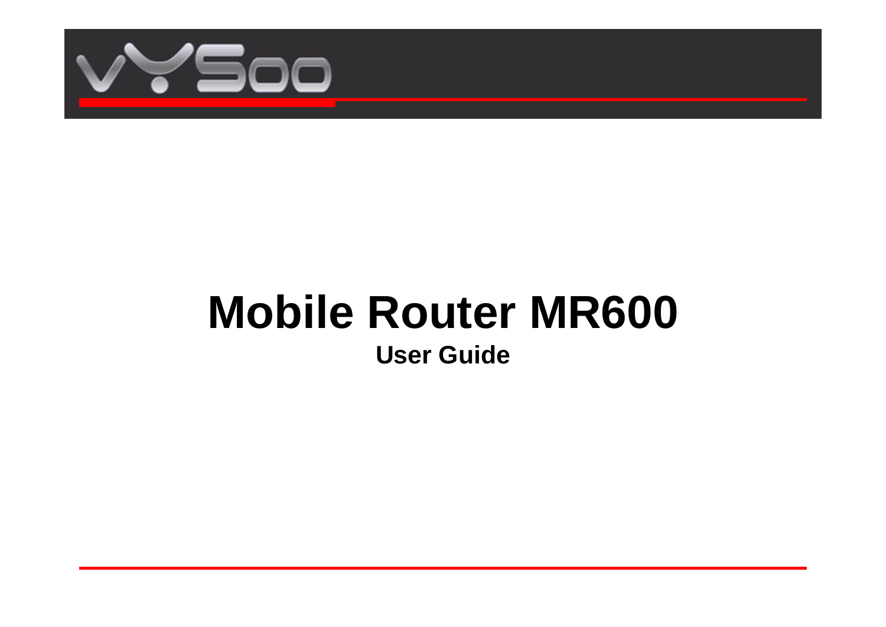# Mobile Router MR600

**User Guide**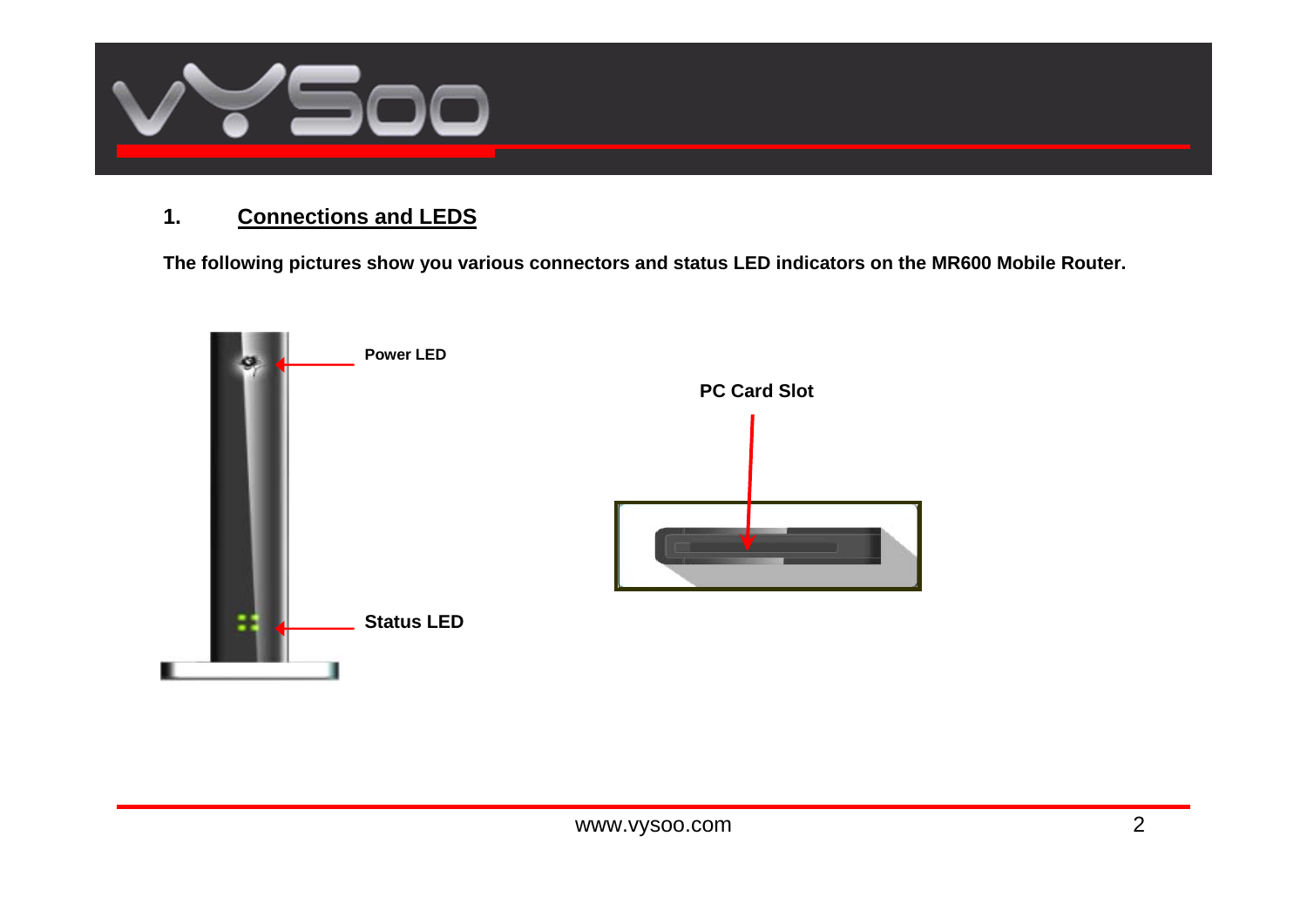## 1. Connections and LEDS

**The following pictures show you various connectors and status LED indicators on the MR600 Mobile Router.**

**Power LED**

**PC Card Slot**

**Status LED**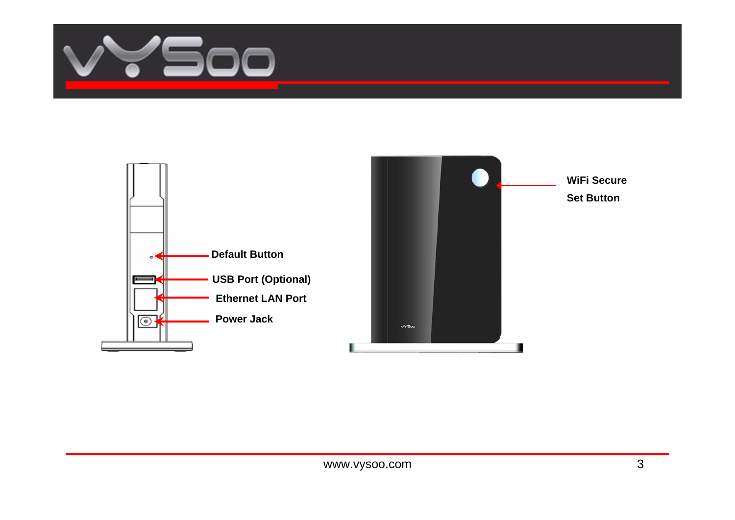Default Button

USB Port (Optional)

Ethernet LAN Port

Power Jack

WiFi Secure Set Button

www.vysoo.com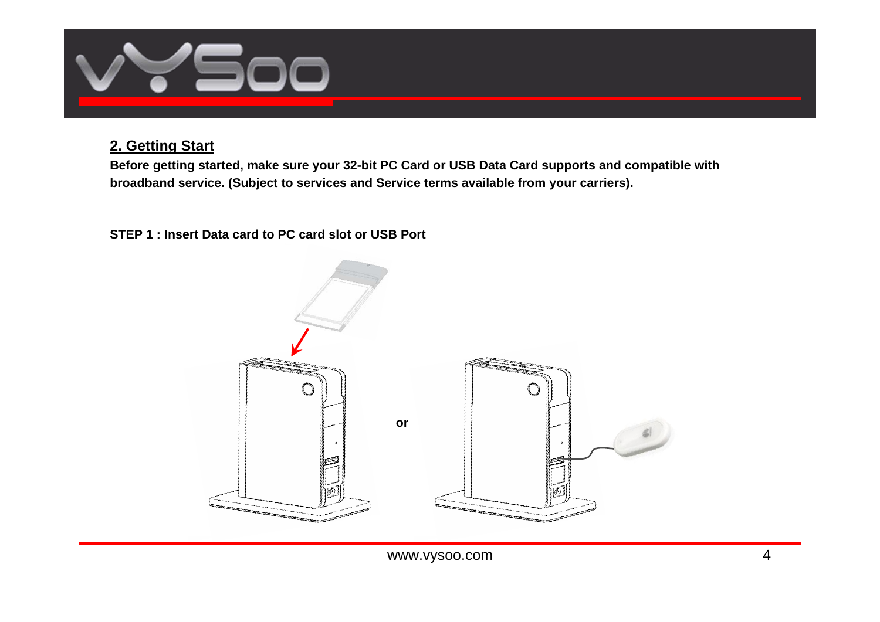## 2. Getting Start

**Before getting started, make sure your 32-bit PC Card or USB Data Card supports and compatible with broadband service. (Subject to services and Service terms available from your carriers).**

**STEP 1 : Insert Data card to PC card slot or USB Port**

**or**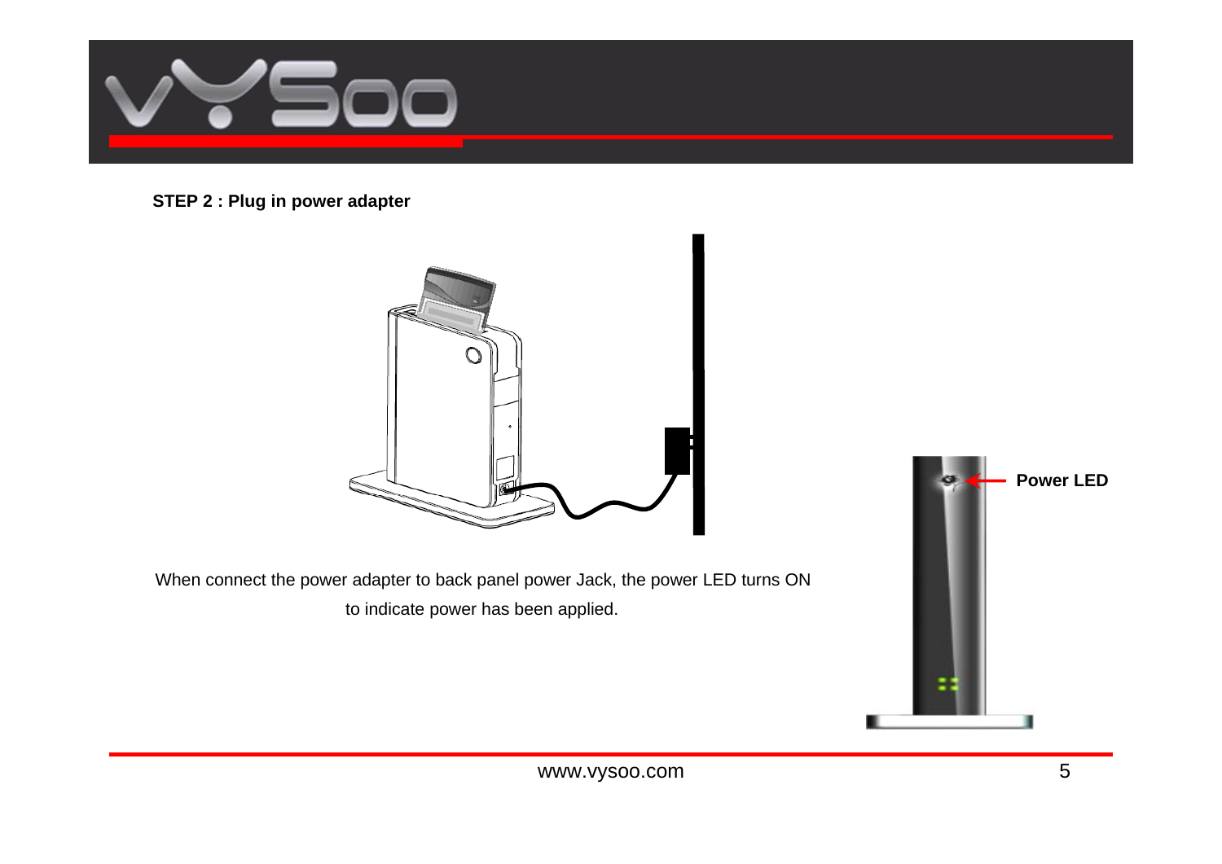**STEP 2 : Plug in power adapter**

Power LED

When connect the power adapter to back panel power Jack, the power LED turns ON to indicate power has been applied.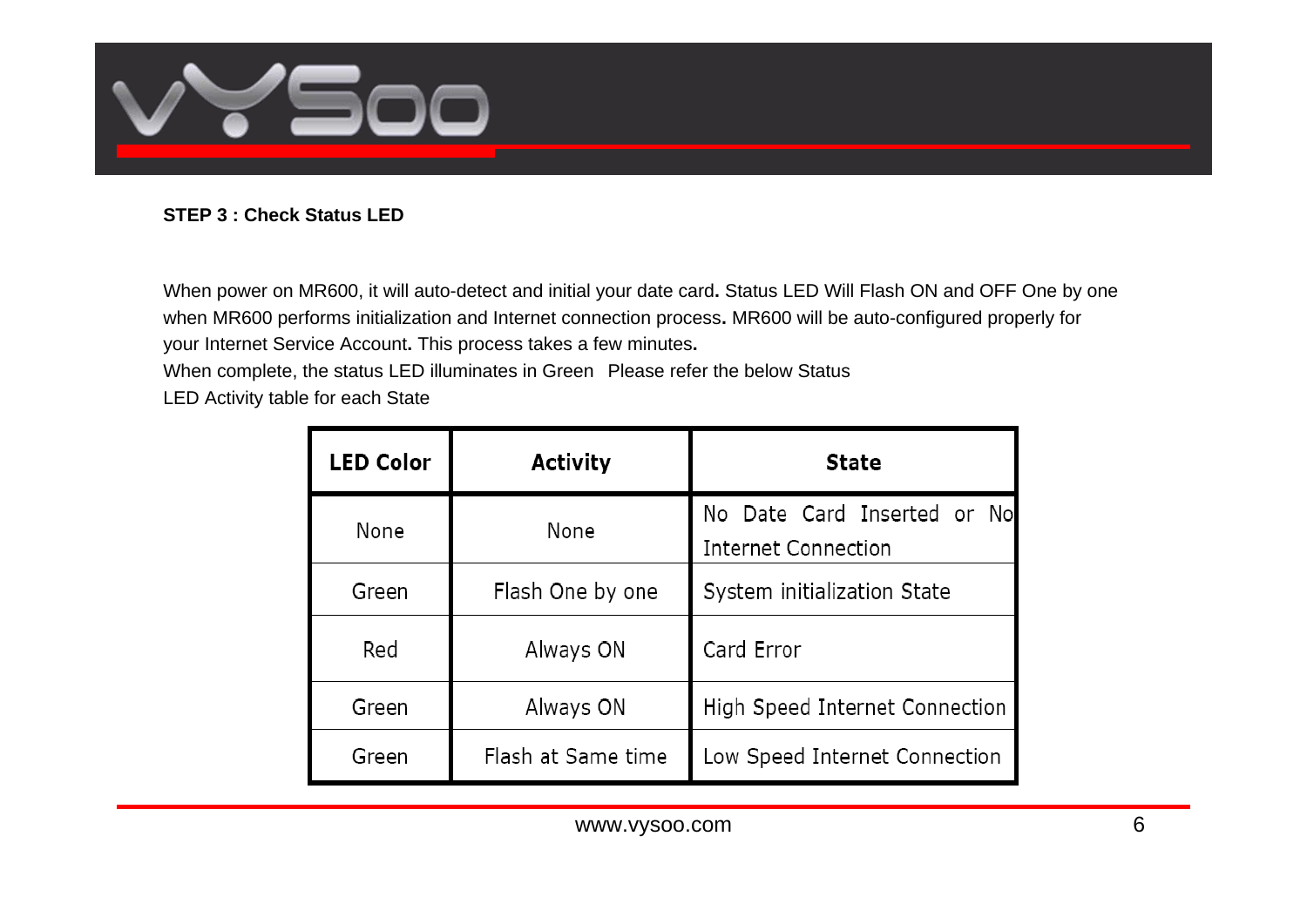**STEP 3 : Check Status LED**

When power on MR600, it will auto-detect and initial your date card. Status LED Will Flash ON and OFF One by one when MR600 performs initialization and Internet connection process. MR600 will be auto-configured properly for your Internet Service Account. This process takes a few minutes.
When complete, the status LED illuminates in Green Please refer the below Status LED Activity table for each State

| LED Color | Activity | State |
|---|---|---|
| None | None | No Date Card Inserted or No Internet Connection |
| Green | Flash One by one | System initialization State |
| Red | Always ON | Card Error |
| Green | Always ON | High Speed Internet Connection |
| Green | Flash at Same time | Low Speed Internet Connection |

www.vysoo.com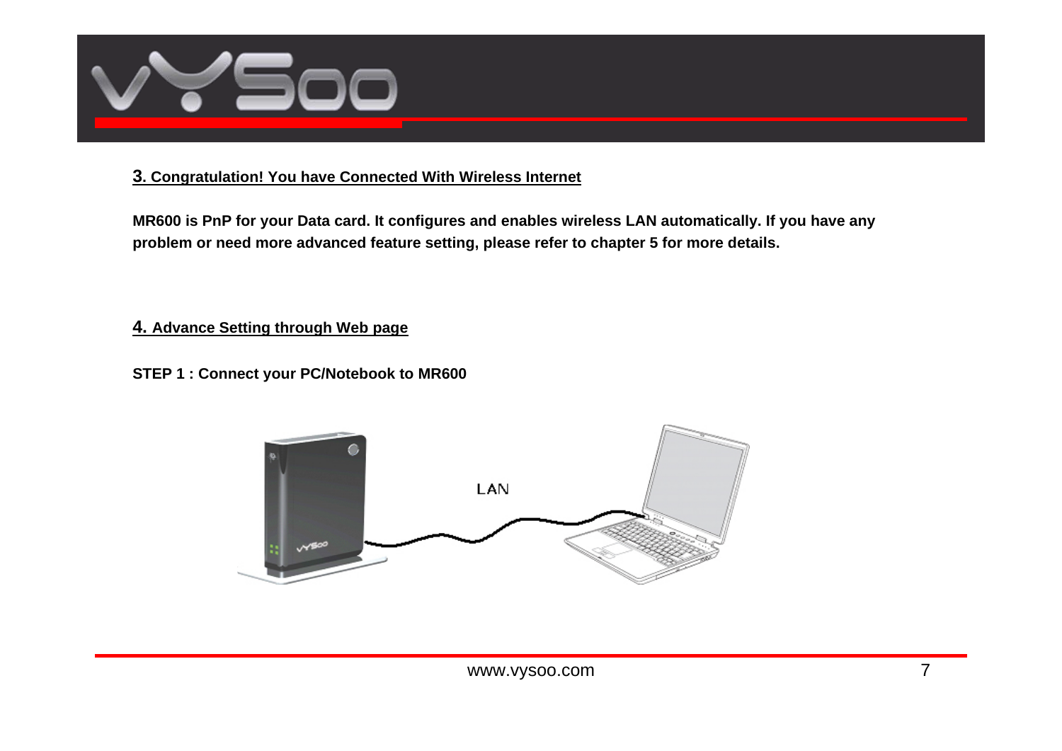## 3. Congratulation! You have Connected With Wireless Internet

**MR600 is PnP for your Data card. It configures and enables wireless LAN automatically. If you have any problem or need more advanced feature setting, please refer to chapter 5 for more details.**

## 4. Advance Setting through Web page

**STEP 1 : Connect your PC/Notebook to MR600**

LAN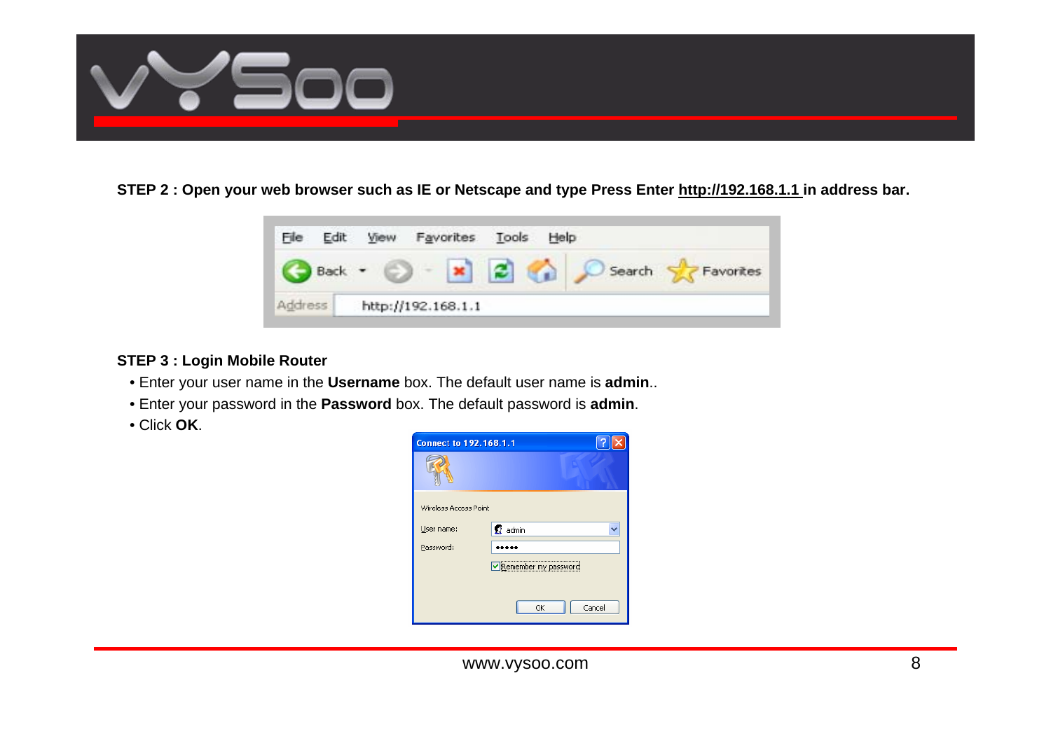**STEP 2 : Open your web browser such as IE or Netscape and type Press Enter http://192.168.1.1 in address bar.**

**STEP 3 : Login Mobile Router**

- Enter your user name in the **Username** box. The default user name is **admin**..
- Enter your password in the **Password** box. The default password is **admin**.
- Click **OK**.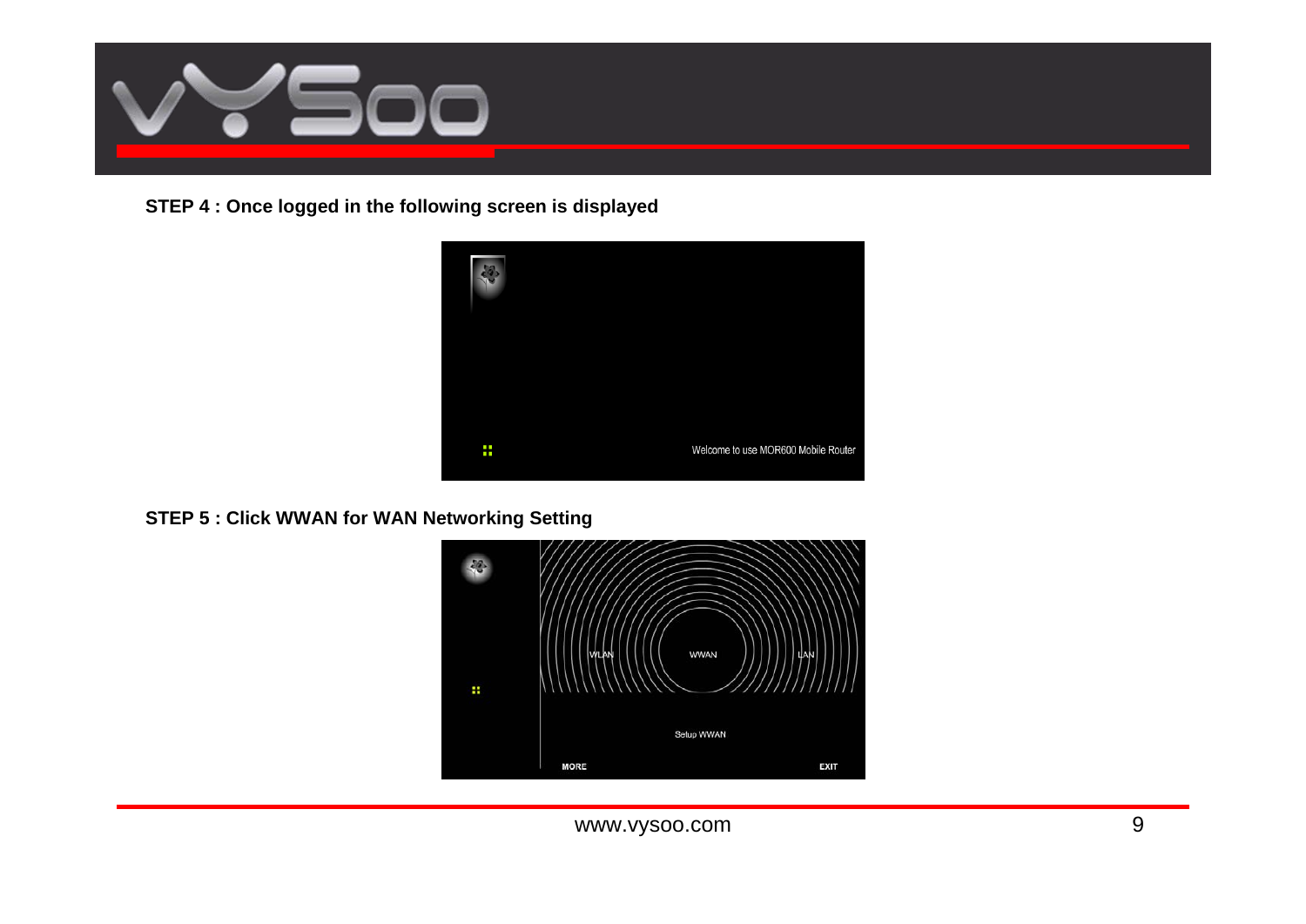**STEP 4 : Once logged in the following screen is displayed**

**STEP 5 : Click WWAN for WAN Networking Setting**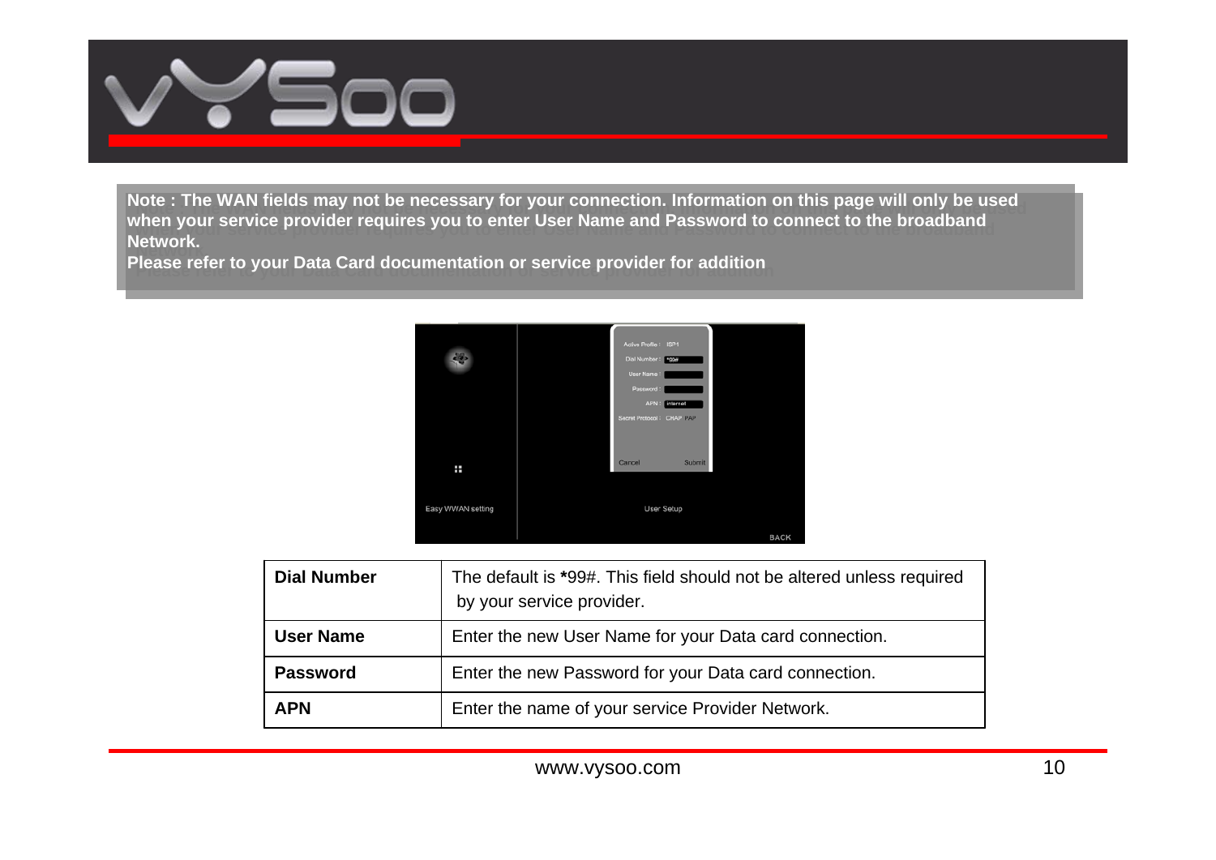**Note : The WAN fields may not be necessary for your connection. Information on this page will only be used when your service provider requires you to enter User Name and Password to connect to the broadband Network.**
**Please refer to your Data Card documentation or service provider for addition**

| **Dial Number** | The default is ***99#. This field should not be altered unless required by your service provider. |
|---|---|
| **User Name** | Enter the new User Name for your Data card connection. |
| **Password** | Enter the new Password for your Data card connection. |
| **APN** | Enter the name of your service Provider Network. |

www.vysoo.com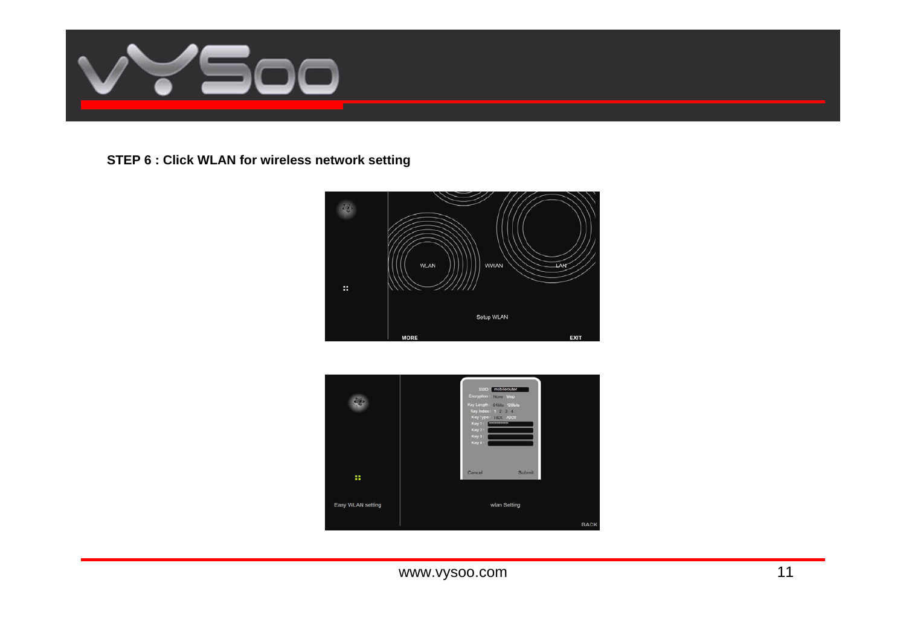**STEP 6 : Click WLAN for wireless network setting**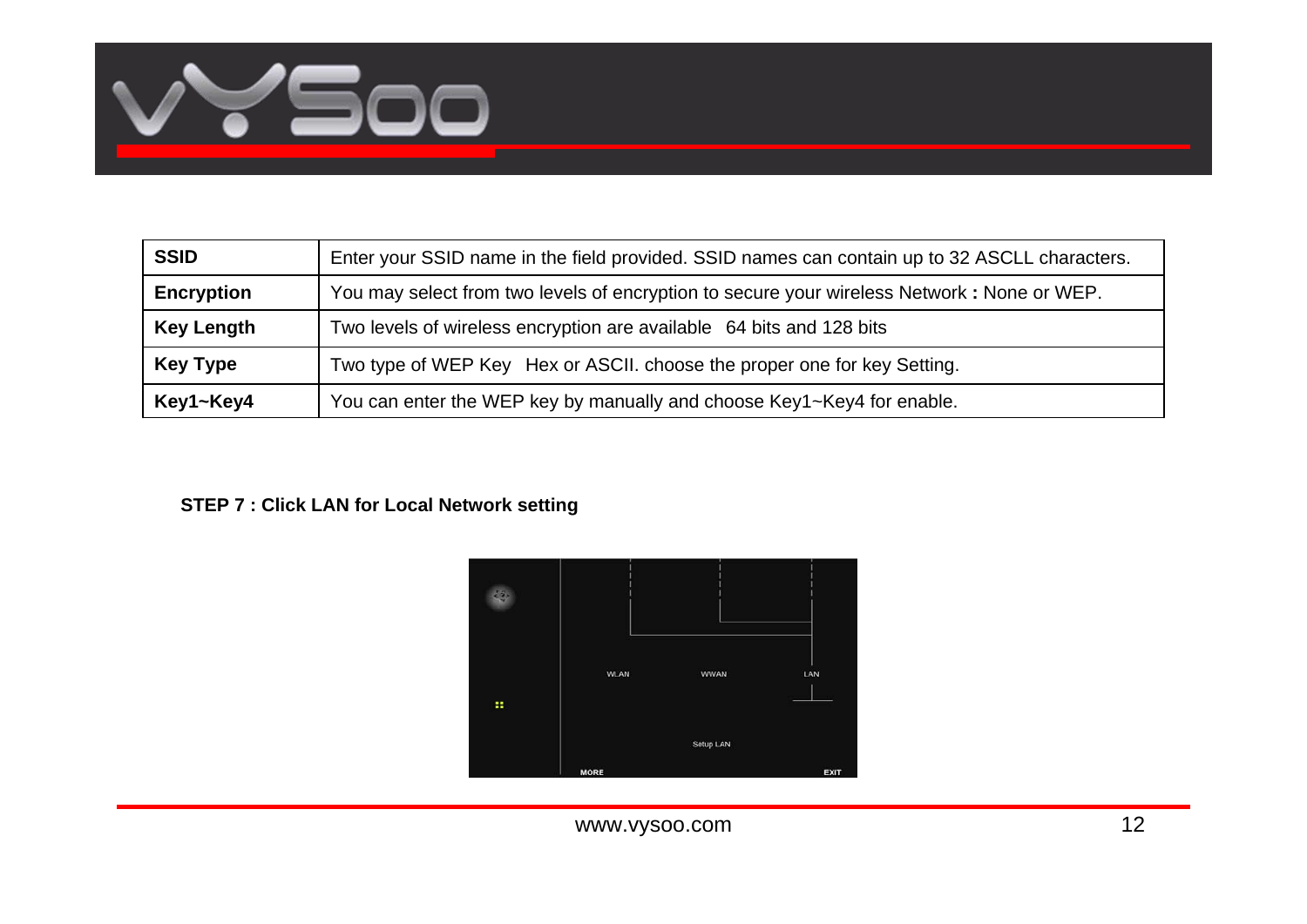| SSID | Enter your SSID name in the field provided. SSID names can contain up to 32 ASCLL characters. |
|---|---|
| Encryption | You may select from two levels of encryption to secure your wireless Network : None or WEP. |
| Key Length | Two levels of wireless encryption are available 64 bits and 128 bits |
| Key Type | Two type of WEP Key Hex or ASCII. choose the proper one for key Setting. |
| Key1~Key4 | You can enter the WEP key by manually and choose Key1~Key4 for enable. |

**STEP 7 : Click LAN for Local Network setting**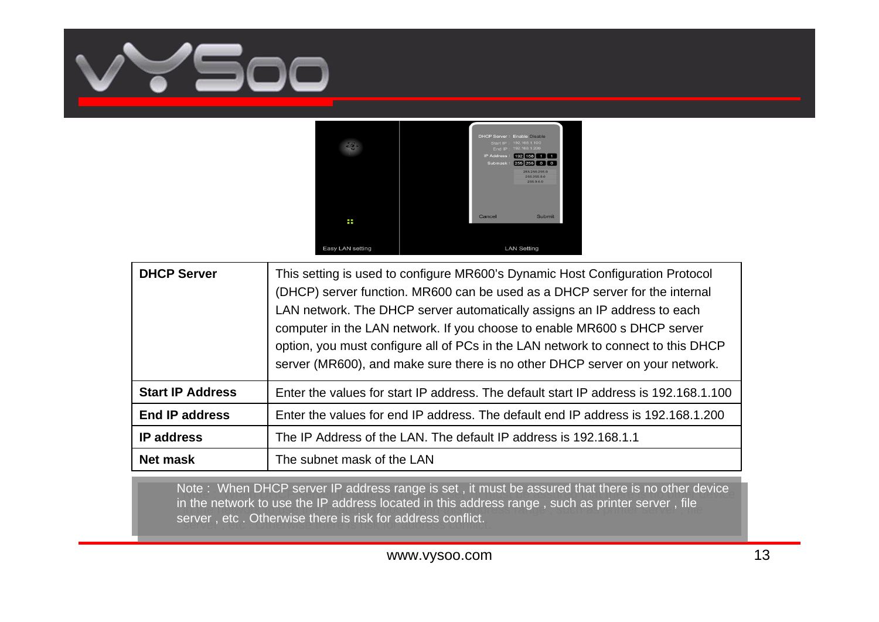| | |
|---|---|
| **DHCP Server** | This setting is used to configure MR600's Dynamic Host Configuration Protocol (DHCP) server function. MR600 can be used as a DHCP server for the internal LAN network. The DHCP server automatically assigns an IP address to each computer in the LAN network. If you choose to enable MR600 s DHCP server option, you must configure all of PCs in the LAN network to connect to this DHCP server (MR600), and make sure there is no other DHCP server on your network. |
| **Start IP Address** | Enter the values for start IP address. The default start IP address is 192.168.1.100 |
| **End IP address** | Enter the values for end IP address. The default end IP address is 192.168.1.200 |
| **IP address** | The IP Address of the LAN. The default IP address is 192.168.1.1 |
| **Net mask** | The subnet mask of the LAN |

Note : When DHCP server IP address range is set , it must be assured that there is no other device in the network to use the IP address located in this address range , such as printer server , file server , etc . Otherwise there is risk for address conflict.

www.vysoo.com